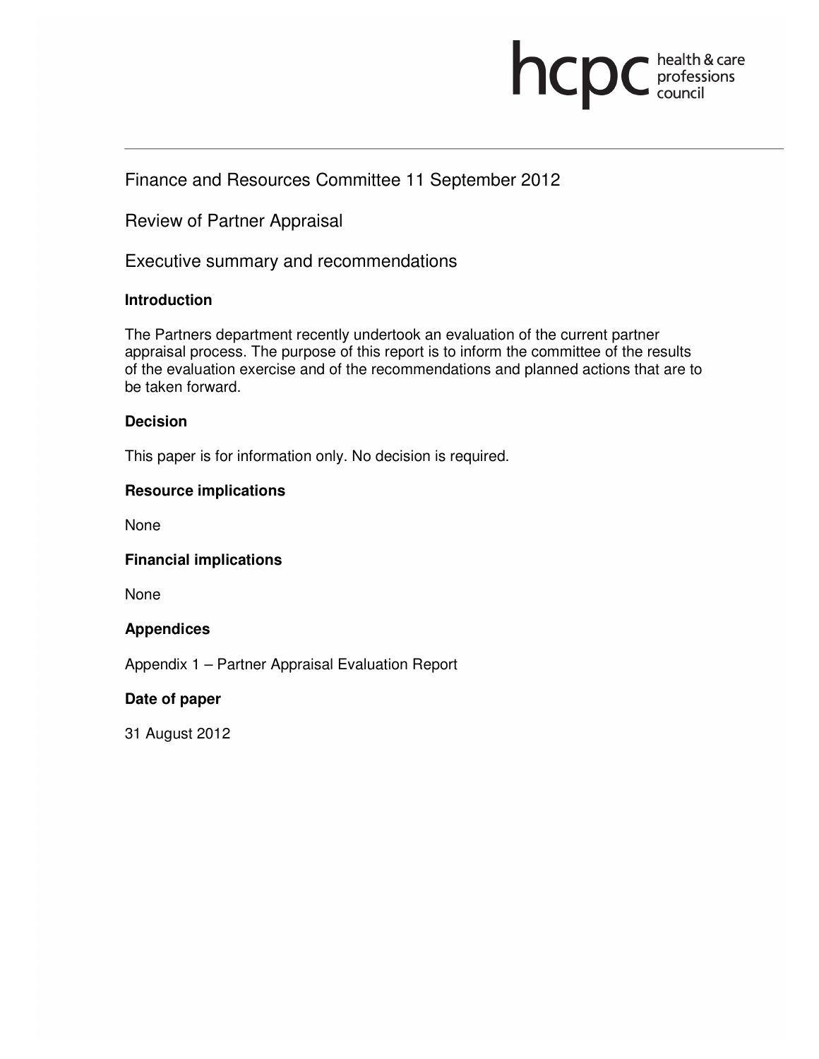hcpc health & care professions council

Finance and Resources Committee 11 September 2012

Review of Partner Appraisal

Executive summary and recommendations

**Introduction**

The Partners department recently undertook an evaluation of the current partner appraisal process. The purpose of this report is to inform the committee of the results of the evaluation exercise and of the recommendations and planned actions that are to be taken forward.

**Decision**

This paper is for information only. No decision is required.

**Resource implications**

None

**Financial implications**

None

**Appendices**

Appendix 1 – Partner Appraisal Evaluation Report

**Date of paper**

31 August 2012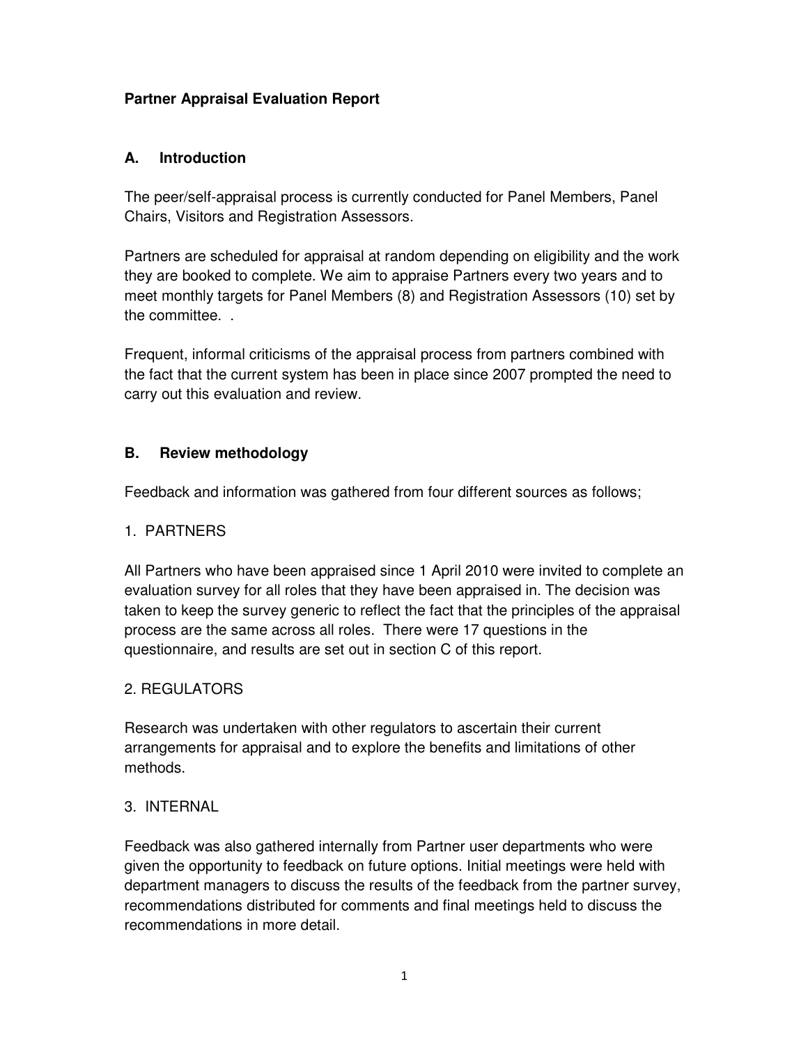**Partner Appraisal Evaluation Report**

## A. Introduction

The peer/self-appraisal process is currently conducted for Panel Members, Panel Chairs, Visitors and Registration Assessors.

Partners are scheduled for appraisal at random depending on eligibility and the work they are booked to complete. We aim to appraise Partners every two years and to meet monthly targets for Panel Members (8) and Registration Assessors (10) set by the committee. .

Frequent, informal criticisms of the appraisal process from partners combined with the fact that the current system has been in place since 2007 prompted the need to carry out this evaluation and review.

## B. Review methodology

Feedback and information was gathered from four different sources as follows;

1. PARTNERS

All Partners who have been appraised since 1 April 2010 were invited to complete an evaluation survey for all roles that they have been appraised in. The decision was taken to keep the survey generic to reflect the fact that the principles of the appraisal process are the same across all roles. There were 17 questions in the questionnaire, and results are set out in section C of this report.

2. REGULATORS

Research was undertaken with other regulators to ascertain their current arrangements for appraisal and to explore the benefits and limitations of other methods.

3. INTERNAL

Feedback was also gathered internally from Partner user departments who were given the opportunity to feedback on future options. Initial meetings were held with department managers to discuss the results of the feedback from the partner survey, recommendations distributed for comments and final meetings held to discuss the recommendations in more detail.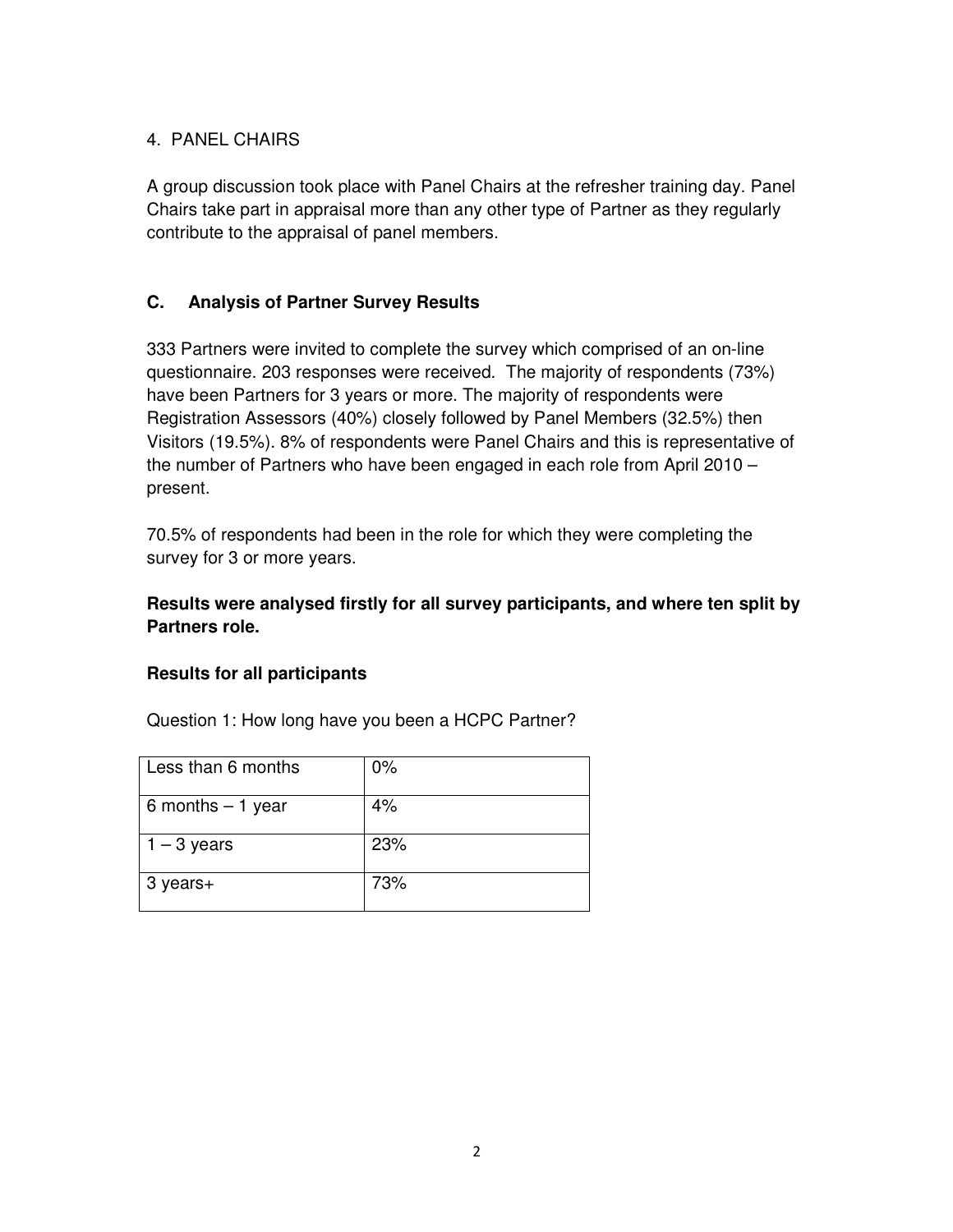4. PANEL CHAIRS

A group discussion took place with Panel Chairs at the refresher training day. Panel Chairs take part in appraisal more than any other type of Partner as they regularly contribute to the appraisal of panel members.

## C. Analysis of Partner Survey Results

333 Partners were invited to complete the survey which comprised of an on-line questionnaire. 203 responses were received. The majority of respondents (73%) have been Partners for 3 years or more. The majority of respondents were Registration Assessors (40%) closely followed by Panel Members (32.5%) then Visitors (19.5%). 8% of respondents were Panel Chairs and this is representative of the number of Partners who have been engaged in each role from April 2010 – present.

70.5% of respondents had been in the role for which they were completing the survey for 3 or more years.

**Results were analysed firstly for all survey participants, and where ten split by Partners role.**

**Results for all participants**

Question 1: How long have you been a HCPC Partner?

| Less than 6 months | 0% |
|---|---|
| 6 months – 1 year | 4% |
| 1 – 3 years | 23% |
| 3 years+ | 73% |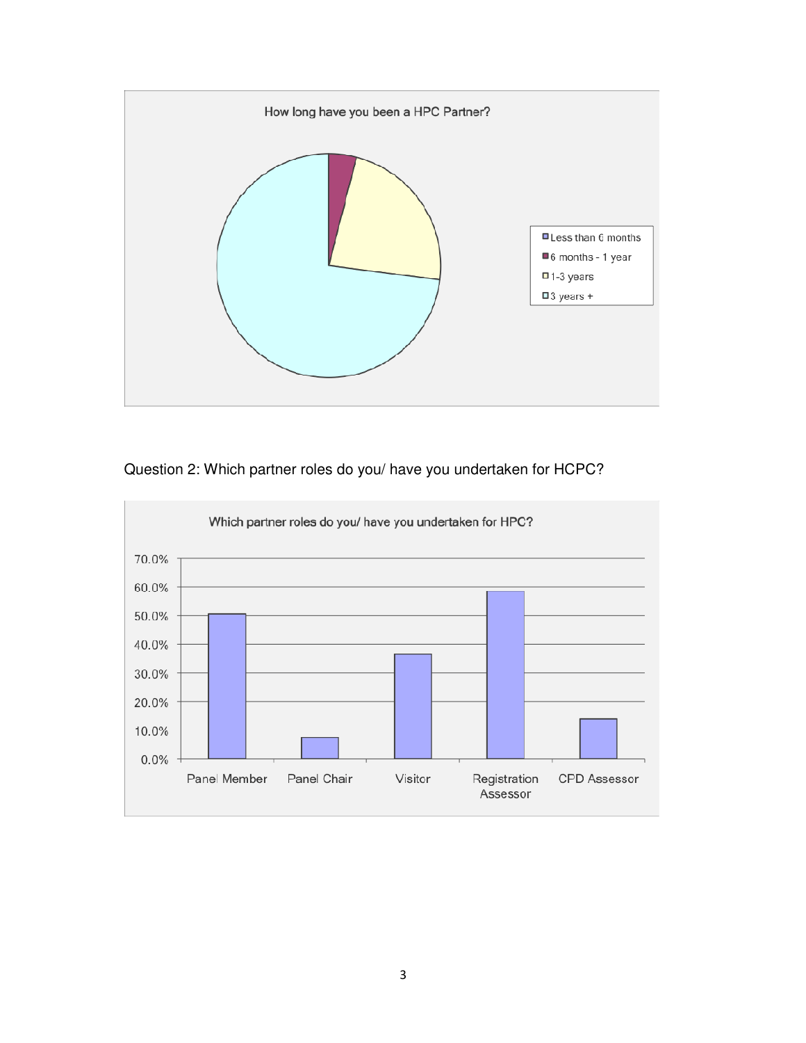How long have you been a HPC Partner?

- Less than 6 months
- 6 months - 1 year
- 1-3 years
- 3 years +

Question 2: Which partner roles do you/ have you undertaken for HCPC?

Which partner roles do you/ have you undertaken for HPC?

70.0%
60.0%
50.0%
40.0%
30.0%
20.0%
10.0%
0.0%

Panel Member | Panel Chair | Visitor | Registration Assessor | CPD Assessor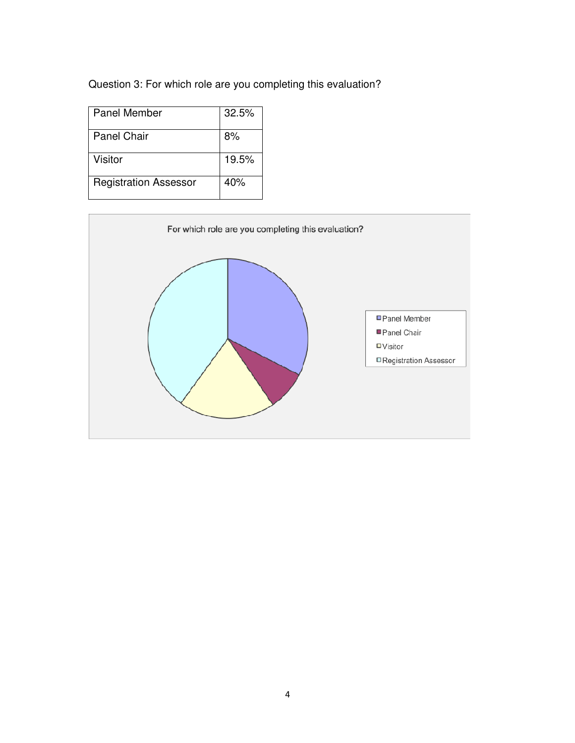Question 3: For which role are you completing this evaluation?

| | |
|---|---|
| Panel Member | 32.5% |
| Panel Chair | 8% |
| Visitor | 19.5% |
| Registration Assessor | 40% |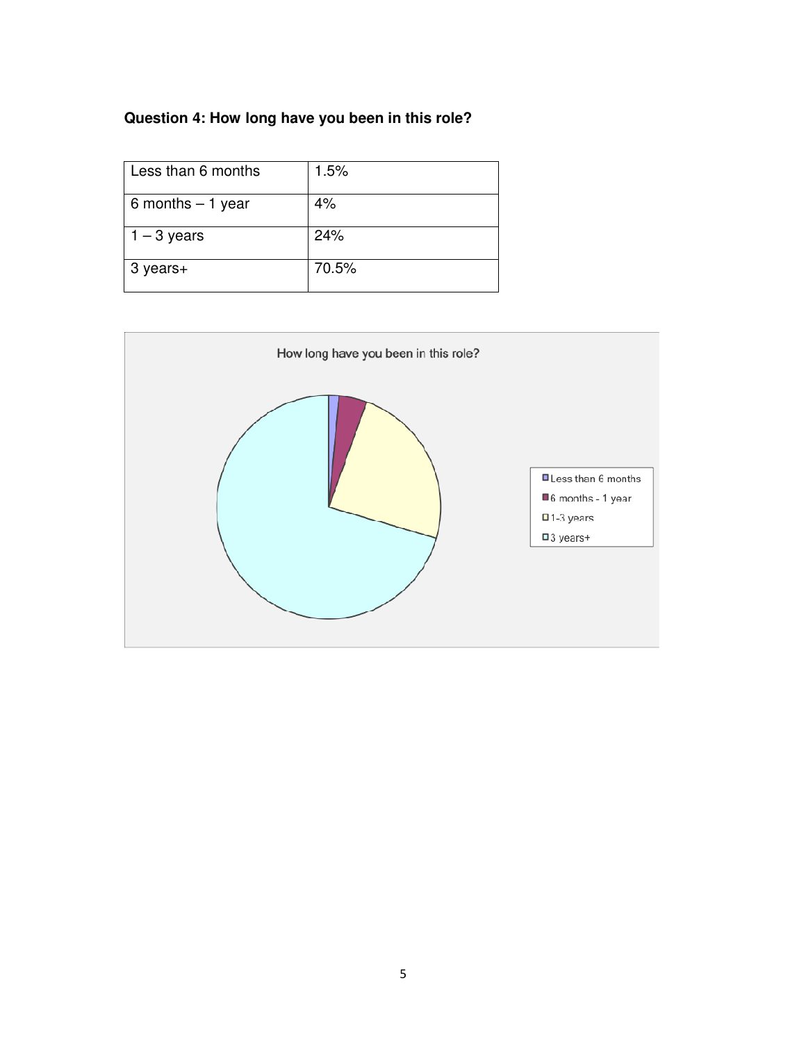**Question 4: How long have you been in this role?**

| Less than 6 months | 1.5% |
|---|---|
| 6 months – 1 year | 4% |
| 1 – 3 years | 24% |
| 3 years+ | 70.5% |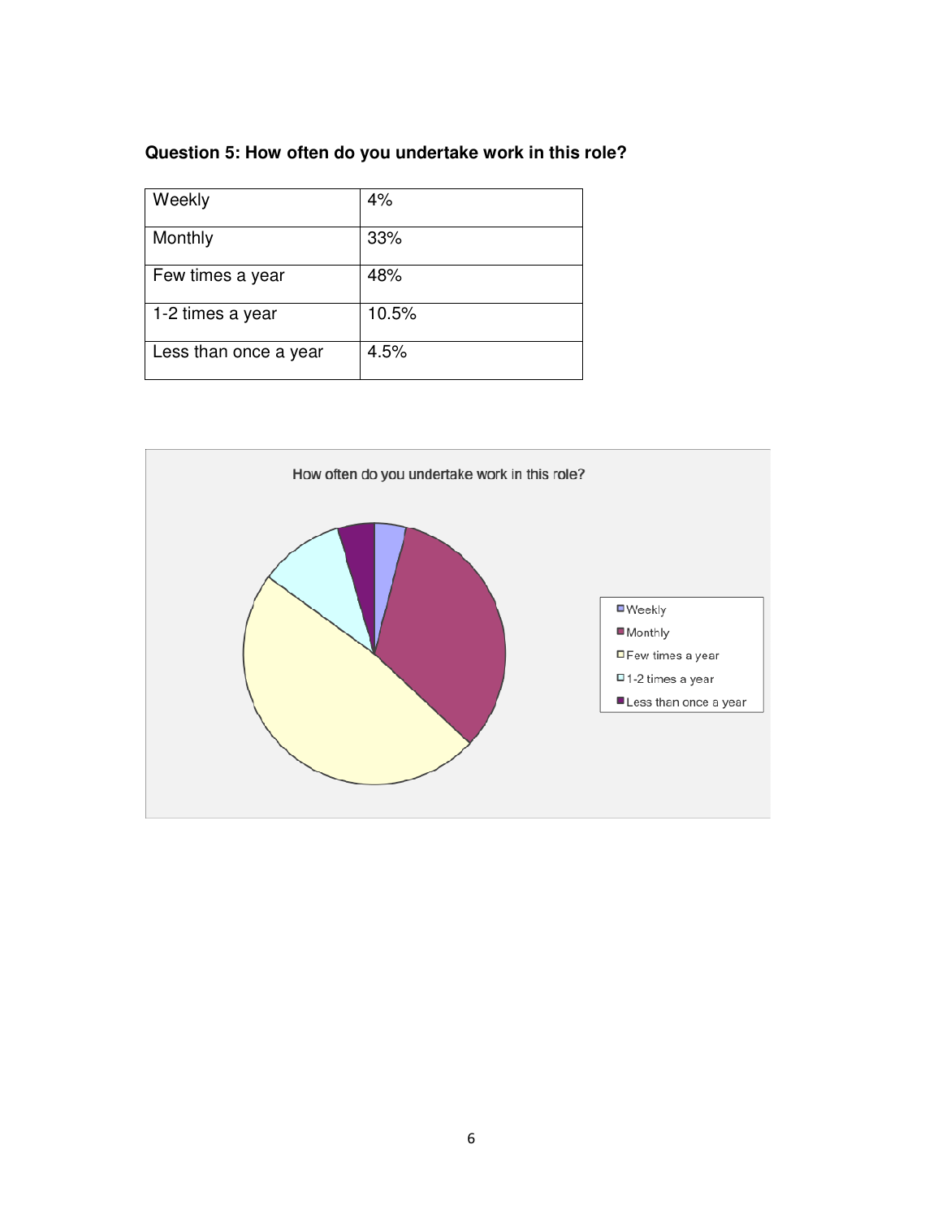### Question 5: How often do you undertake work in this role?

| Weekly | 4% |
|---|---|
| Monthly | 33% |
| Few times a year | 48% |
| 1-2 times a year | 10.5% |
| Less than once a year | 4.5% |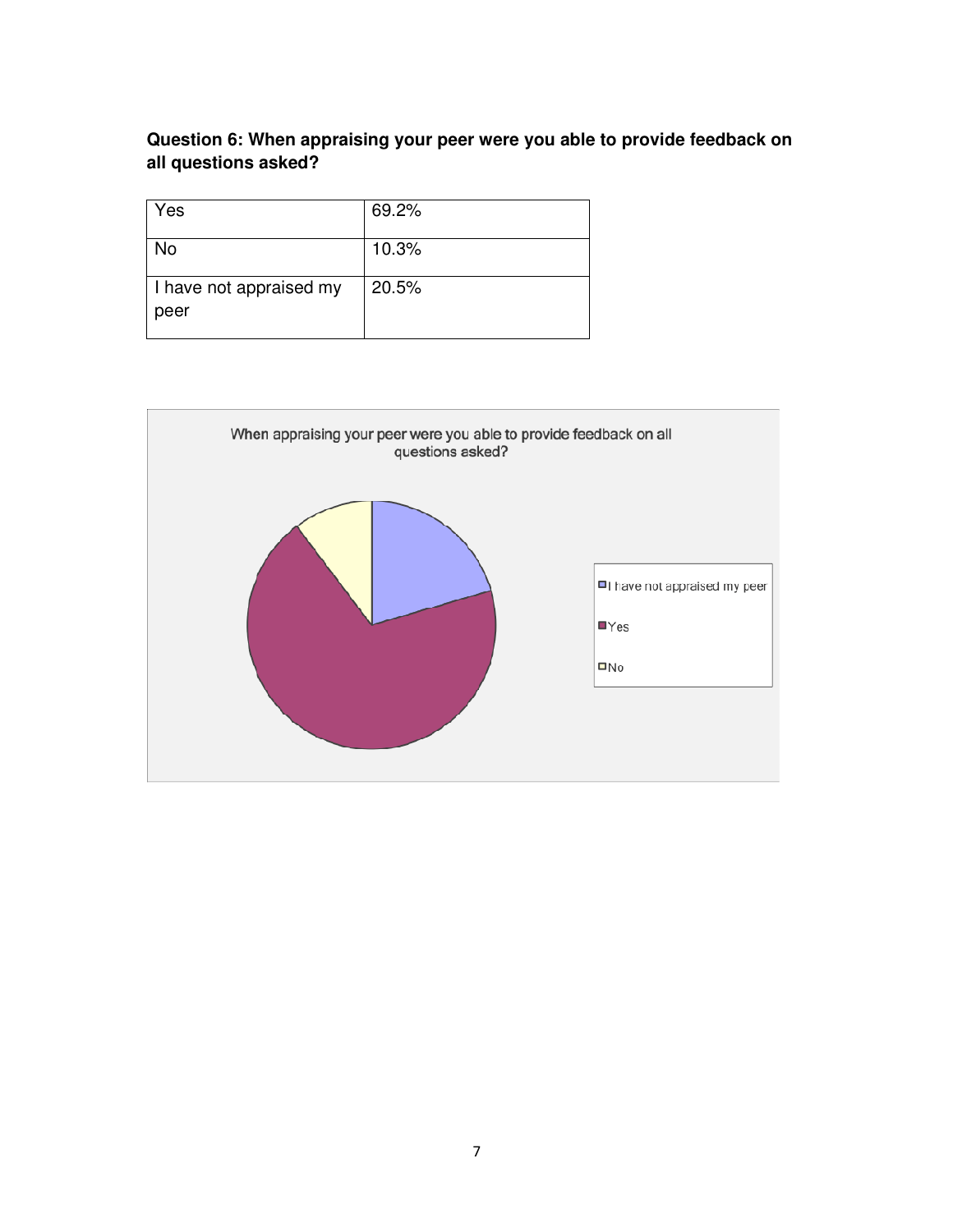**Question 6: When appraising your peer were you able to provide feedback on all questions asked?**

| Yes | 69.2% |
|---|---|
| No | 10.3% |
| I have not appraised my peer | 20.5% |

When appraising your peer were you able to provide feedback on all questions asked?

- I have not appraised my peer
- Yes
- No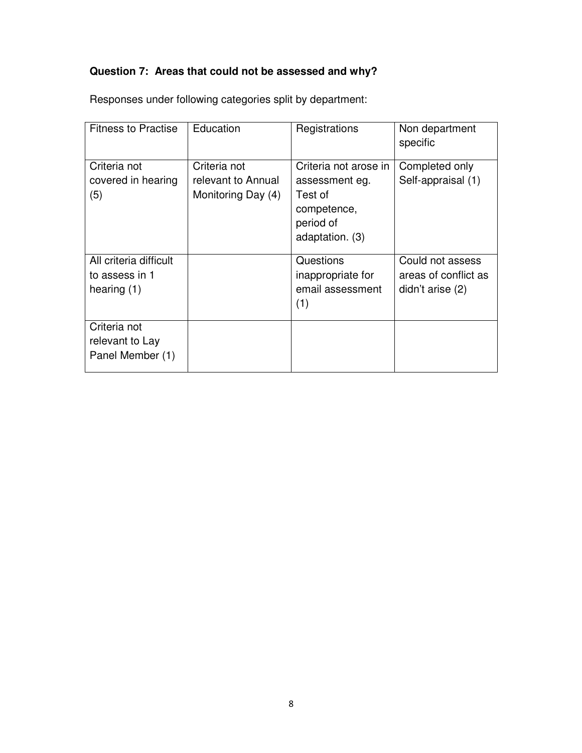**Question 7: Areas that could not be assessed and why?**

Responses under following categories split by department:

| Fitness to Practise | Education | Registrations | Non department specific |
| --- | --- | --- | --- |
| Criteria not covered in hearing (5) | Criteria not relevant to Annual Monitoring Day (4) | Criteria not arose in assessment eg. Test of competence, period of adaptation. (3) | Completed only Self-appraisal (1) |
| All criteria difficult to assess in 1 hearing (1) | | Questions inappropriate for email assessment (1) | Could not assess areas of conflict as didn't arise (2) |
| Criteria not relevant to Lay Panel Member (1) | | | |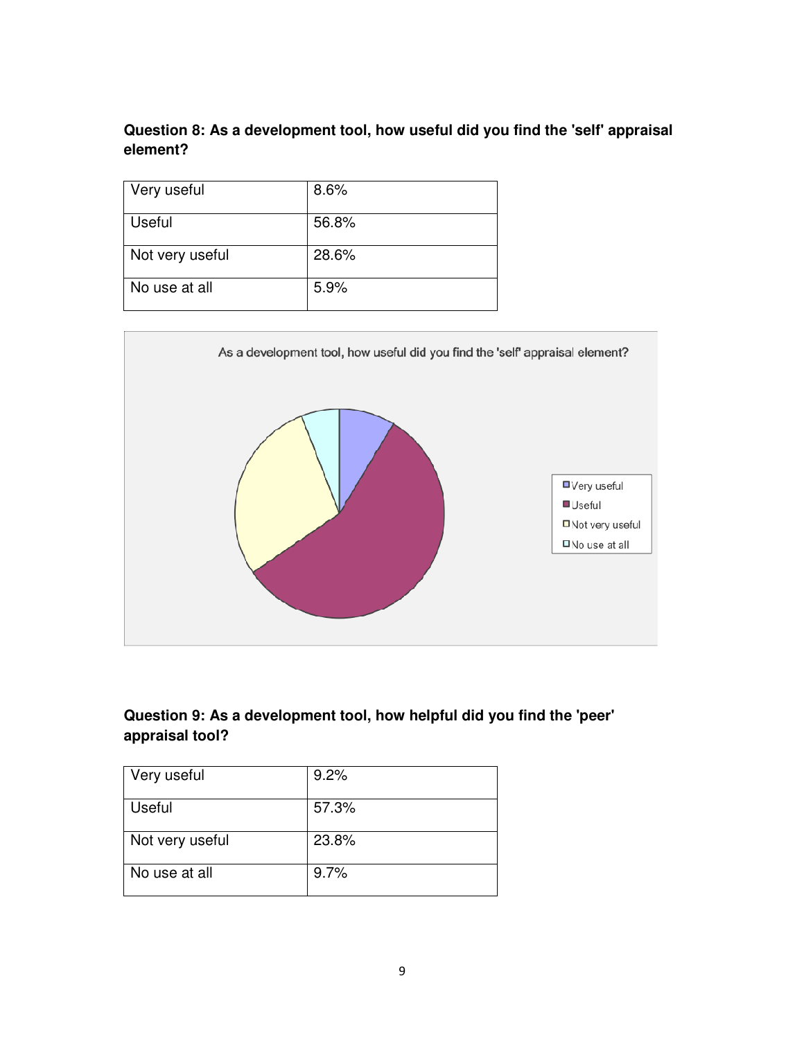**Question 8: As a development tool, how useful did you find the 'self' appraisal element?**

| Very useful | 8.6% |
|---|---|
| Useful | 56.8% |
| Not very useful | 28.6% |
| No use at all | 5.9% |

As a development tool, how useful did you find the 'self' appraisal element?

- Very useful
- Useful
- Not very useful
- No use at all

**Question 9: As a development tool, how helpful did you find the 'peer' appraisal tool?**

| Very useful | 9.2% |
|---|---|
| Useful | 57.3% |
| Not very useful | 23.8% |
| No use at all | 9.7% |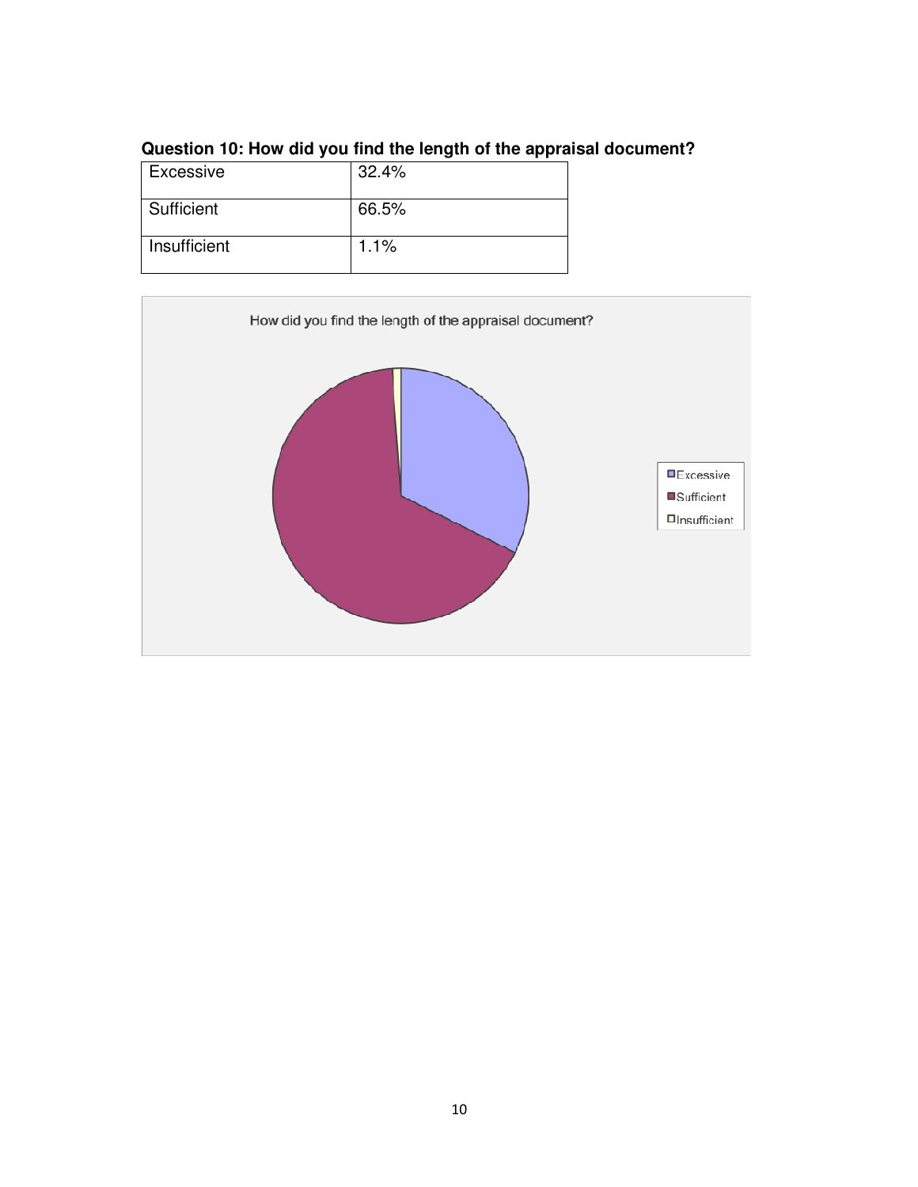**Question 10: How did you find the length of the appraisal document?**

| Excessive | 32.4% |
|---|---|
| Sufficient | 66.5% |
| Insufficient | 1.1% |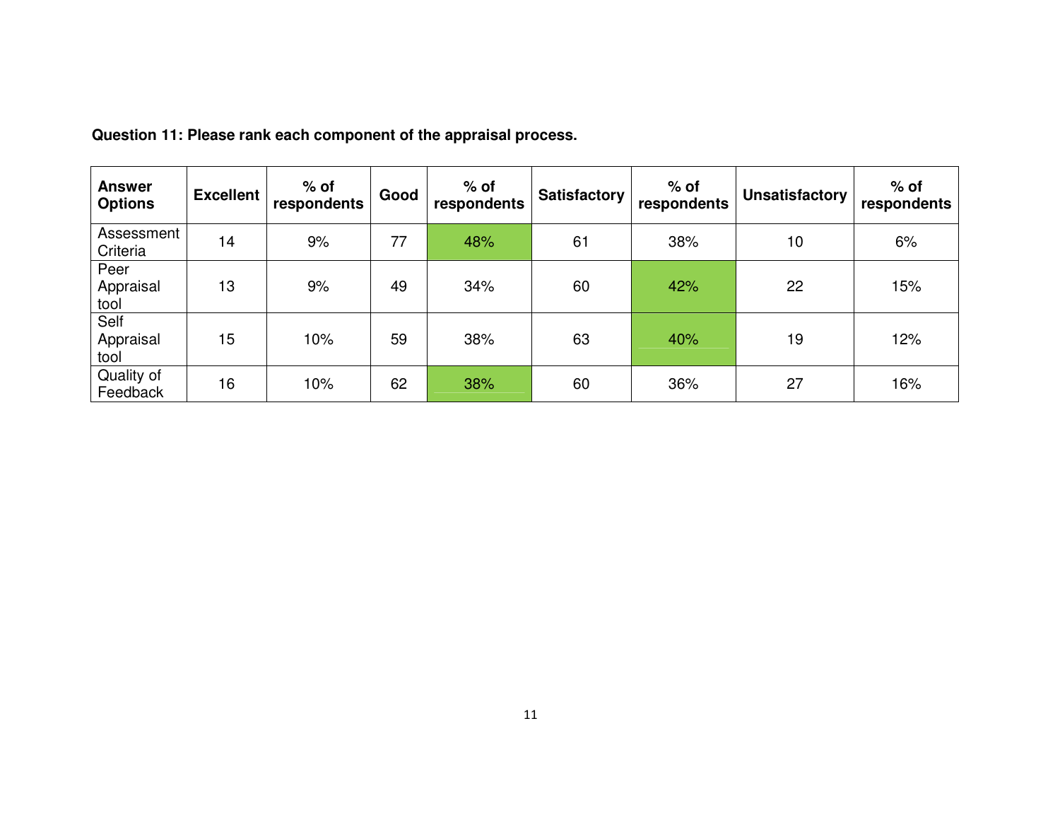**Question 11: Please rank each component of the appraisal process.**

| Answer Options | Excellent | % of respondents | Good | % of respondents | Satisfactory | % of respondents | Unsatisfactory | % of respondents |
|---|---|---|---|---|---|---|---|---|
| Assessment Criteria | 14 | 9% | 77 | 48% | 61 | 38% | 10 | 6% |
| Peer Appraisal tool | 13 | 9% | 49 | 34% | 60 | 42% | 22 | 15% |
| Self Appraisal tool | 15 | 10% | 59 | 38% | 63 | 40% | 19 | 12% |
| Quality of Feedback | 16 | 10% | 62 | 38% | 60 | 36% | 27 | 16% |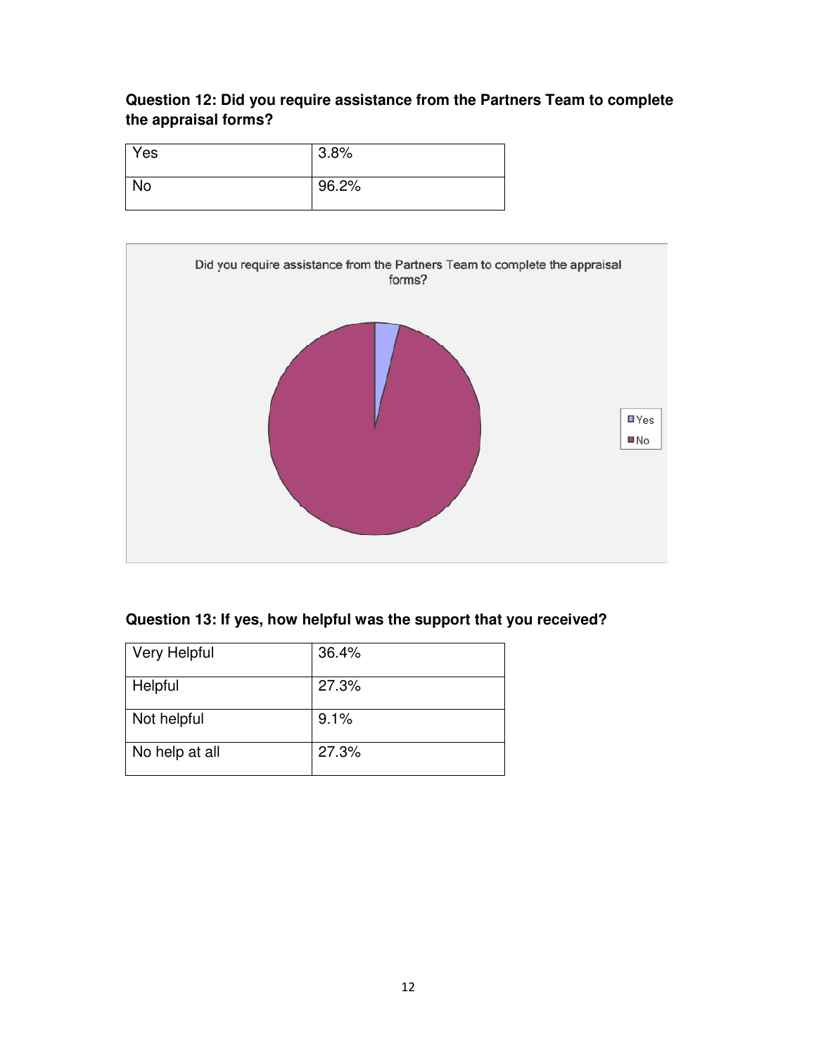**Question 12: Did you require assistance from the Partners Team to complete the appraisal forms?**

| | |
|---|---|
| Yes | 3.8% |
| No | 96.2% |

**Question 13: If yes, how helpful was the support that you received?**

| | |
|---|---|
| Very Helpful | 36.4% |
| Helpful | 27.3% |
| Not helpful | 9.1% |
| No help at all | 27.3% |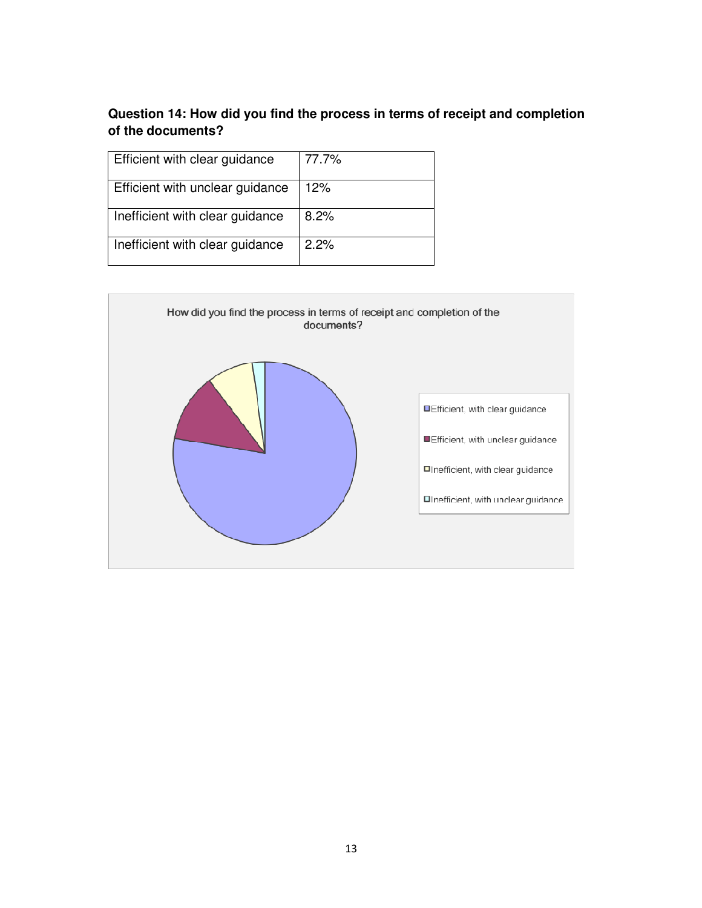**Question 14: How did you find the process in terms of receipt and completion of the documents?**

| Efficient with clear guidance | 77.7% |
|---|---|
| Efficient with unclear guidance | 12% |
| Inefficient with clear guidance | 8.2% |
| Inefficient with clear guidance | 2.2% |

How did you find the process in terms of receipt and completion of the documents?

- Efficient, with clear guidance
- Efficient, with unclear guidance
- Inefficient, with clear guidance
- Inefficient, with unclear guidance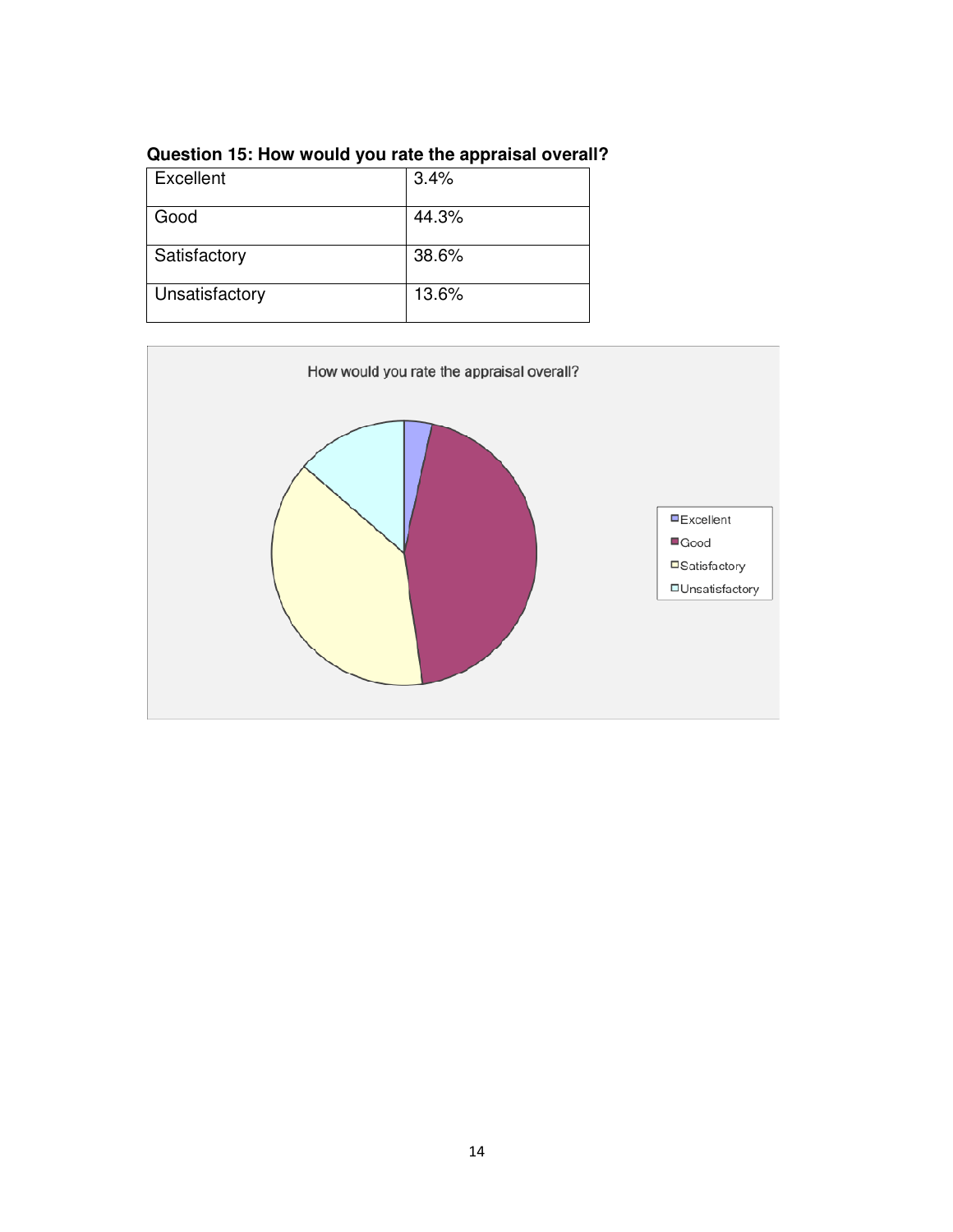**Question 15: How would you rate the appraisal overall?**

| Excellent | 3.4% |
|---|---|
| Good | 44.3% |
| Satisfactory | 38.6% |
| Unsatisfactory | 13.6% |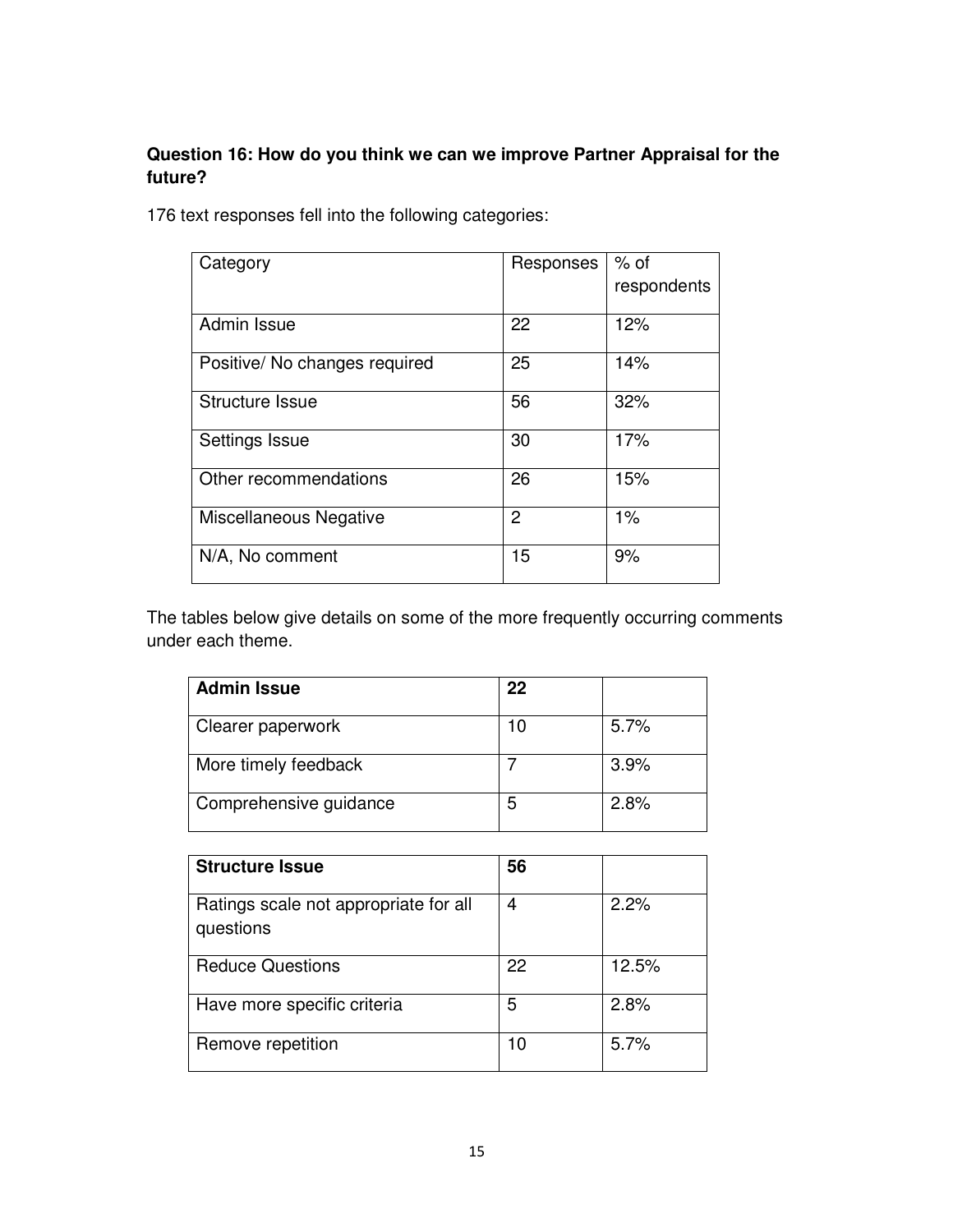**Question 16: How do you think we can we improve Partner Appraisal for the future?**

176 text responses fell into the following categories:

| Category | Responses | % of respondents |
|---|---|---|
| Admin Issue | 22 | 12% |
| Positive/ No changes required | 25 | 14% |
| Structure Issue | 56 | 32% |
| Settings Issue | 30 | 17% |
| Other recommendations | 26 | 15% |
| Miscellaneous Negative | 2 | 1% |
| N/A, No comment | 15 | 9% |

The tables below give details on some of the more frequently occurring comments under each theme.

| **Admin Issue** | **22** | |
|---|---|---|
| Clearer paperwork | 10 | 5.7% |
| More timely feedback | 7 | 3.9% |
| Comprehensive guidance | 5 | 2.8% |

| **Structure Issue** | **56** | |
|---|---|---|
| Ratings scale not appropriate for all questions | 4 | 2.2% |
| Reduce Questions | 22 | 12.5% |
| Have more specific criteria | 5 | 2.8% |
| Remove repetition | 10 | 5.7% |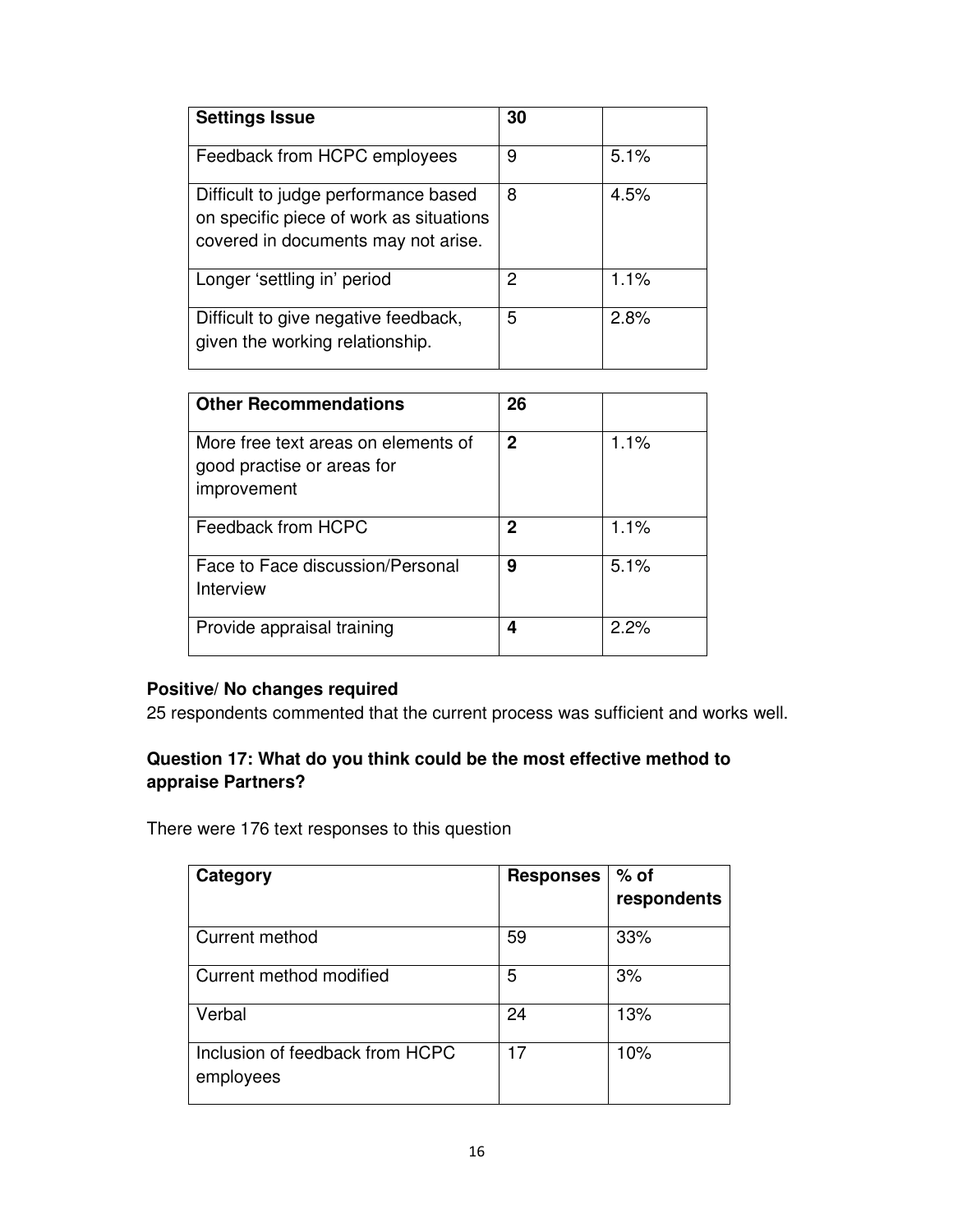| **Settings Issue** | **30** | |
| --- | --- | --- |
| Feedback from HCPC employees | 9 | 5.1% |
| Difficult to judge performance based on specific piece of work as situations covered in documents may not arise. | 8 | 4.5% |
| Longer 'settling in' period | 2 | 1.1% |
| Difficult to give negative feedback, given the working relationship. | 5 | 2.8% |

| **Other Recommendations** | **26** | |
| --- | --- | --- |
| More free text areas on elements of good practise or areas for improvement | **2** | 1.1% |
| Feedback from HCPC | **2** | 1.1% |
| Face to Face discussion/Personal Interview | **9** | 5.1% |
| Provide appraisal training | **4** | 2.2% |

**Positive/ No changes required**

25 respondents commented that the current process was sufficient and works well.

**Question 17: What do you think could be the most effective method to appraise Partners?**

There were 176 text responses to this question

| **Category** | **Responses** | **% of respondents** |
| --- | --- | --- |
| Current method | 59 | 33% |
| Current method modified | 5 | 3% |
| Verbal | 24 | 13% |
| Inclusion of feedback from HCPC employees | 17 | 10% |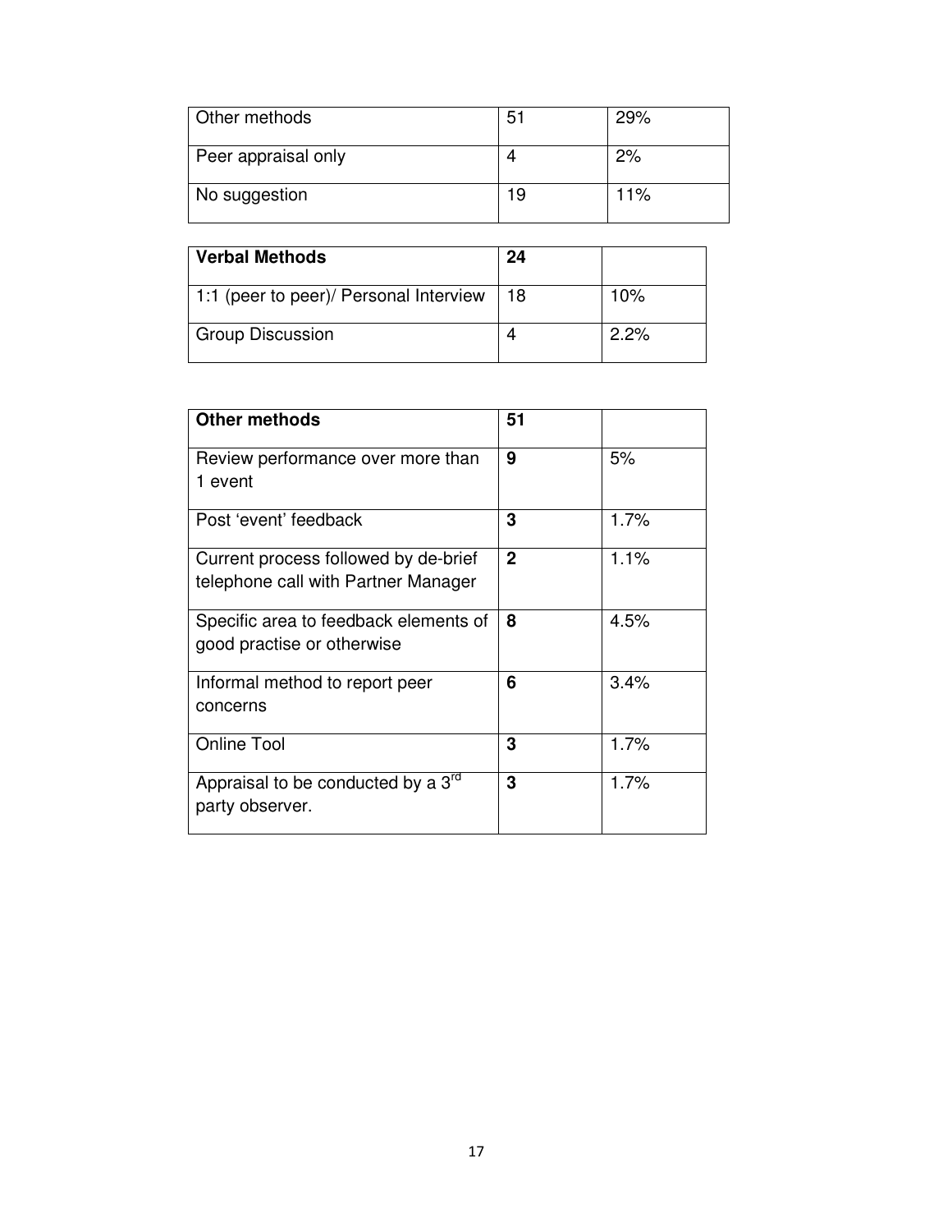| Other methods | 51 | 29% |
|---|---|---|
| Peer appraisal only | 4 | 2% |
| No suggestion | 19 | 11% |

| **Verbal Methods** | **24** | |
|---|---|---|
| 1:1 (peer to peer)/ Personal Interview | 18 | 10% |
| Group Discussion | 4 | 2.2% |

| **Other methods** | **51** | |
|---|---|---|
| Review performance over more than 1 event | **9** | 5% |
| Post 'event' feedback | **3** | 1.7% |
| Current process followed by de-brief telephone call with Partner Manager | **2** | 1.1% |
| Specific area to feedback elements of good practise or otherwise | **8** | 4.5% |
| Informal method to report peer concerns | **6** | 3.4% |
| Online Tool | **3** | 1.7% |
| Appraisal to be conducted by a 3rd party observer. | **3** | 1.7% |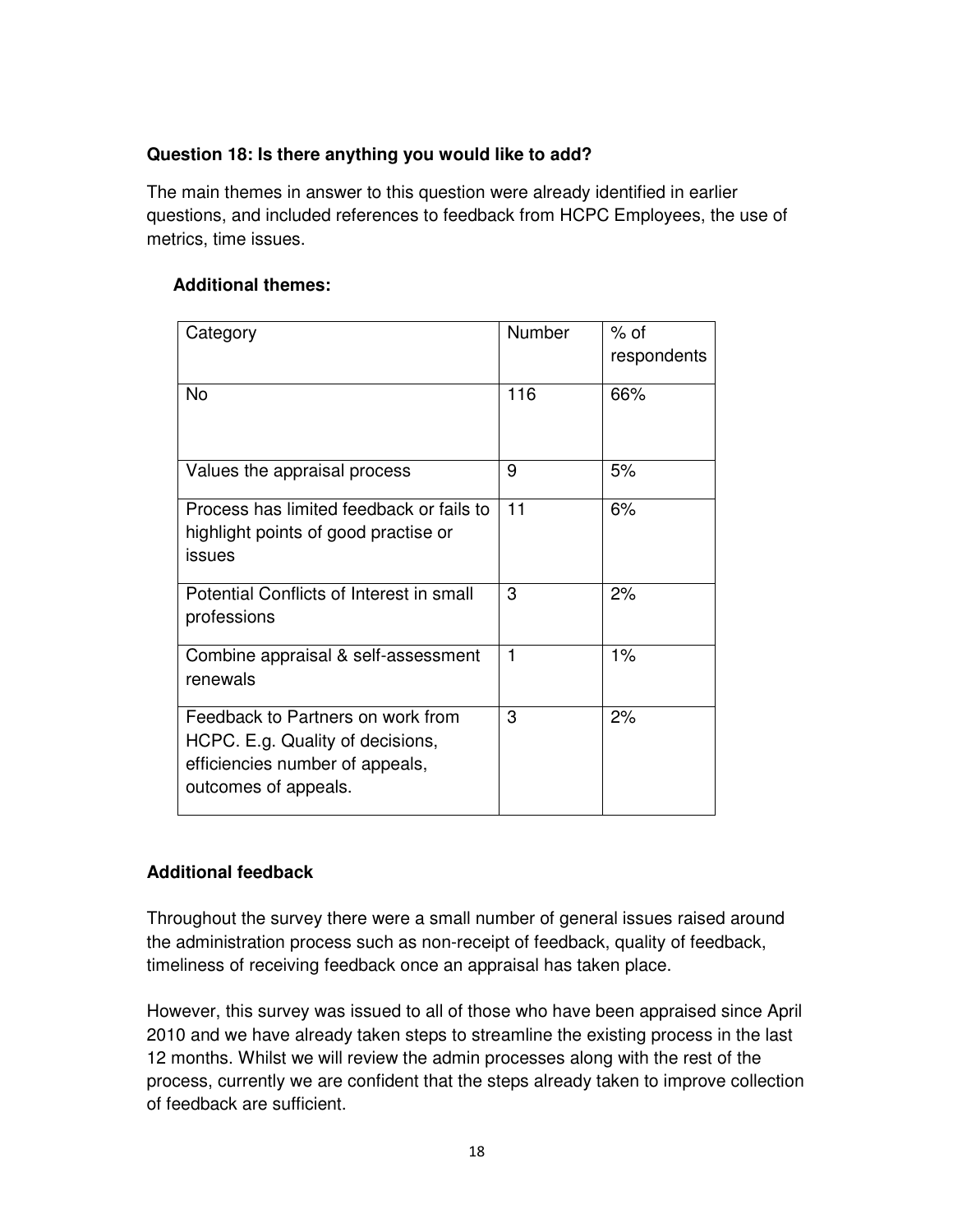**Question 18: Is there anything you would like to add?**

The main themes in answer to this question were already identified in earlier questions, and included references to feedback from HCPC Employees, the use of metrics, time issues.

**Additional themes:**

| Category | Number | % of respondents |
|---|---|---|
| No | 116 | 66% |
| Values the appraisal process | 9 | 5% |
| Process has limited feedback or fails to highlight points of good practise or issues | 11 | 6% |
| Potential Conflicts of Interest in small professions | 3 | 2% |
| Combine appraisal & self-assessment renewals | 1 | 1% |
| Feedback to Partners on work from HCPC. E.g. Quality of decisions, efficiencies number of appeals, outcomes of appeals. | 3 | 2% |

**Additional feedback**

Throughout the survey there were a small number of general issues raised around the administration process such as non-receipt of feedback, quality of feedback, timeliness of receiving feedback once an appraisal has taken place.

However, this survey was issued to all of those who have been appraised since April 2010 and we have already taken steps to streamline the existing process in the last 12 months. Whilst we will review the admin processes along with the rest of the process, currently we are confident that the steps already taken to improve collection of feedback are sufficient.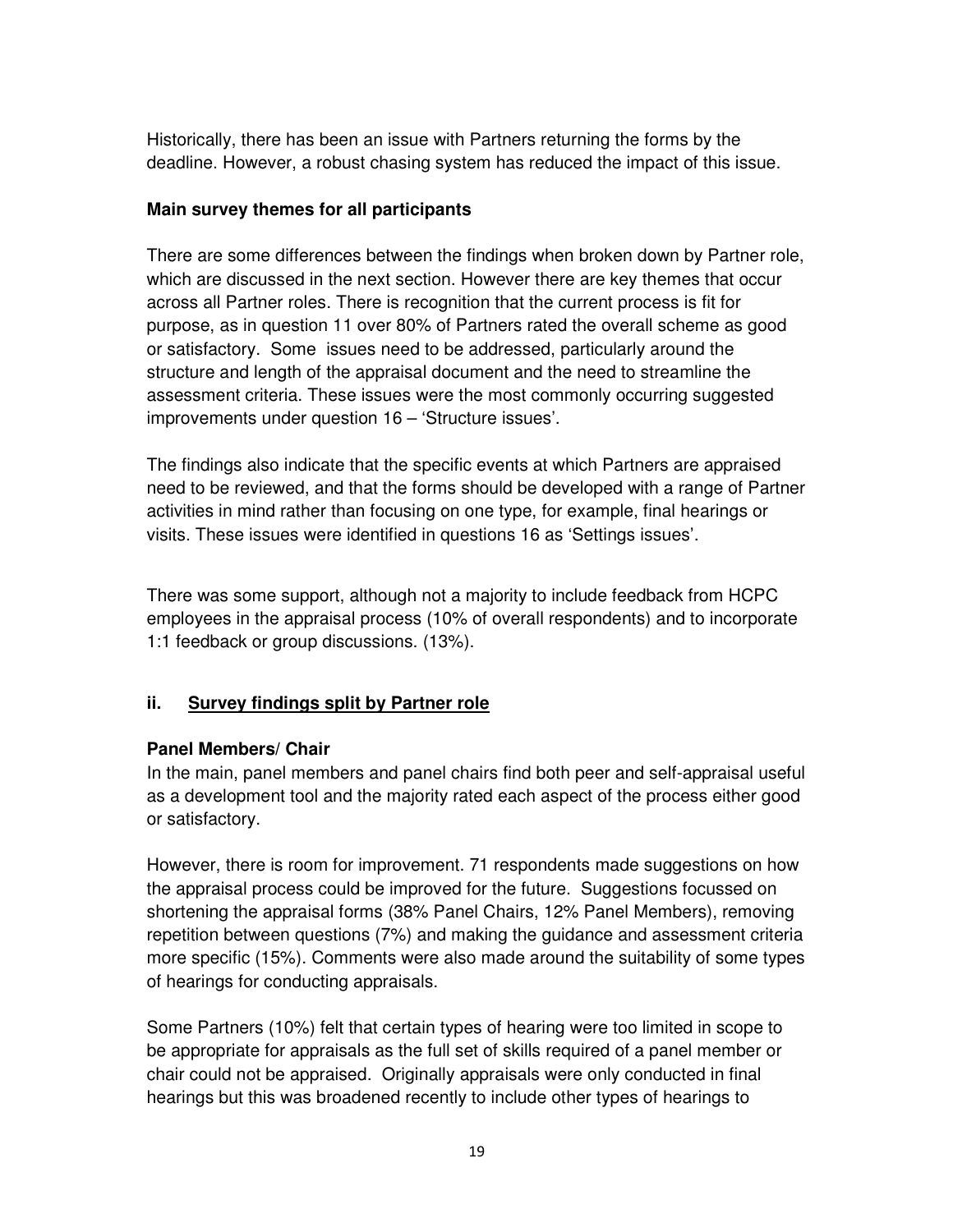Historically, there has been an issue with Partners returning the forms by the deadline. However, a robust chasing system has reduced the impact of this issue.

**Main survey themes for all participants**

There are some differences between the findings when broken down by Partner role, which are discussed in the next section. However there are key themes that occur across all Partner roles. There is recognition that the current process is fit for purpose, as in question 11 over 80% of Partners rated the overall scheme as good or satisfactory. Some issues need to be addressed, particularly around the structure and length of the appraisal document and the need to streamline the assessment criteria. These issues were the most commonly occurring suggested improvements under question 16 – 'Structure issues'.

The findings also indicate that the specific events at which Partners are appraised need to be reviewed, and that the forms should be developed with a range of Partner activities in mind rather than focusing on one type, for example, final hearings or visits. These issues were identified in questions 16 as 'Settings issues'.

There was some support, although not a majority to include feedback from HCPC employees in the appraisal process (10% of overall respondents) and to incorporate 1:1 feedback or group discussions. (13%).

## ii. Survey findings split by Partner role

**Panel Members/ Chair**

In the main, panel members and panel chairs find both peer and self-appraisal useful as a development tool and the majority rated each aspect of the process either good or satisfactory.

However, there is room for improvement. 71 respondents made suggestions on how the appraisal process could be improved for the future. Suggestions focussed on shortening the appraisal forms (38% Panel Chairs, 12% Panel Members), removing repetition between questions (7%) and making the guidance and assessment criteria more specific (15%). Comments were also made around the suitability of some types of hearings for conducting appraisals.

Some Partners (10%) felt that certain types of hearing were too limited in scope to be appropriate for appraisals as the full set of skills required of a panel member or chair could not be appraised. Originally appraisals were only conducted in final hearings but this was broadened recently to include other types of hearings to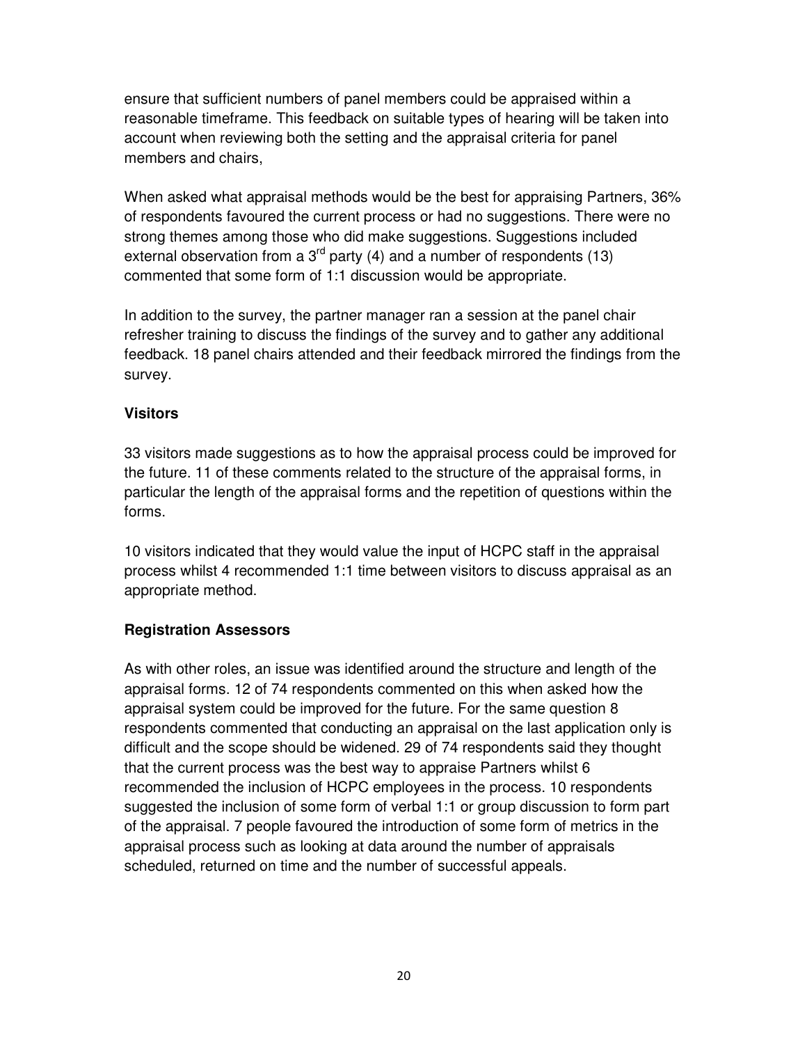ensure that sufficient numbers of panel members could be appraised within a reasonable timeframe. This feedback on suitable types of hearing will be taken into account when reviewing both the setting and the appraisal criteria for panel members and chairs,

When asked what appraisal methods would be the best for appraising Partners, 36% of respondents favoured the current process or had no suggestions. There were no strong themes among those who did make suggestions. Suggestions included external observation from a 3rd party (4) and a number of respondents (13) commented that some form of 1:1 discussion would be appropriate.

In addition to the survey, the partner manager ran a session at the panel chair refresher training to discuss the findings of the survey and to gather any additional feedback. 18 panel chairs attended and their feedback mirrored the findings from the survey.

**Visitors**

33 visitors made suggestions as to how the appraisal process could be improved for the future. 11 of these comments related to the structure of the appraisal forms, in particular the length of the appraisal forms and the repetition of questions within the forms.

10 visitors indicated that they would value the input of HCPC staff in the appraisal process whilst 4 recommended 1:1 time between visitors to discuss appraisal as an appropriate method.

**Registration Assessors**

As with other roles, an issue was identified around the structure and length of the appraisal forms. 12 of 74 respondents commented on this when asked how the appraisal system could be improved for the future. For the same question 8 respondents commented that conducting an appraisal on the last application only is difficult and the scope should be widened. 29 of 74 respondents said they thought that the current process was the best way to appraise Partners whilst 6 recommended the inclusion of HCPC employees in the process. 10 respondents suggested the inclusion of some form of verbal 1:1 or group discussion to form part of the appraisal. 7 people favoured the introduction of some form of metrics in the appraisal process such as looking at data around the number of appraisals scheduled, returned on time and the number of successful appeals.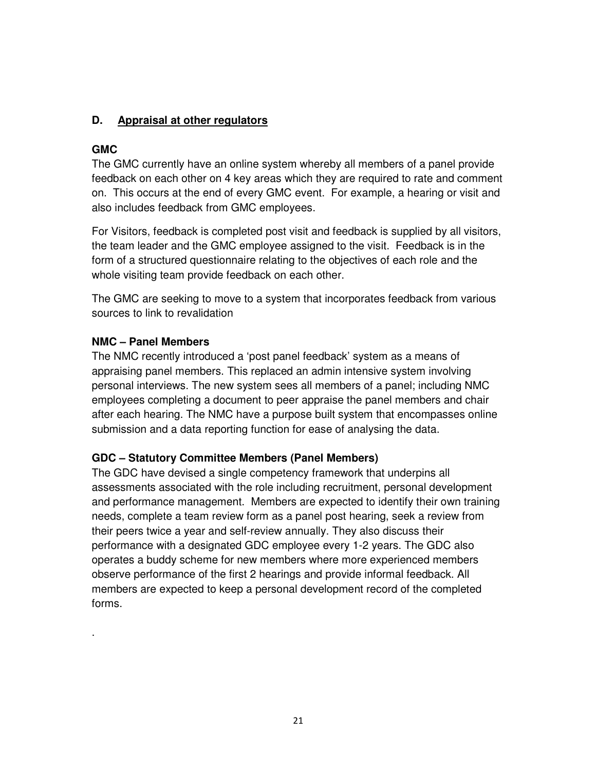## D. <u>Appraisal at other regulators</u>

### GMC

The GMC currently have an online system whereby all members of a panel provide feedback on each other on 4 key areas which they are required to rate and comment on. This occurs at the end of every GMC event. For example, a hearing or visit and also includes feedback from GMC employees.

For Visitors, feedback is completed post visit and feedback is supplied by all visitors, the team leader and the GMC employee assigned to the visit. Feedback is in the form of a structured questionnaire relating to the objectives of each role and the whole visiting team provide feedback on each other.

The GMC are seeking to move to a system that incorporates feedback from various sources to link to revalidation

### NMC – Panel Members

The NMC recently introduced a 'post panel feedback' system as a means of appraising panel members. This replaced an admin intensive system involving personal interviews. The new system sees all members of a panel; including NMC employees completing a document to peer appraise the panel members and chair after each hearing. The NMC have a purpose built system that encompasses online submission and a data reporting function for ease of analysing the data.

### GDC – Statutory Committee Members (Panel Members)

The GDC have devised a single competency framework that underpins all assessments associated with the role including recruitment, personal development and performance management. Members are expected to identify their own training needs, complete a team review form as a panel post hearing, seek a review from their peers twice a year and self-review annually. They also discuss their performance with a designated GDC employee every 1-2 years. The GDC also operates a buddy scheme for new members where more experienced members observe performance of the first 2 hearings and provide informal feedback. All members are expected to keep a personal development record of the completed forms.

.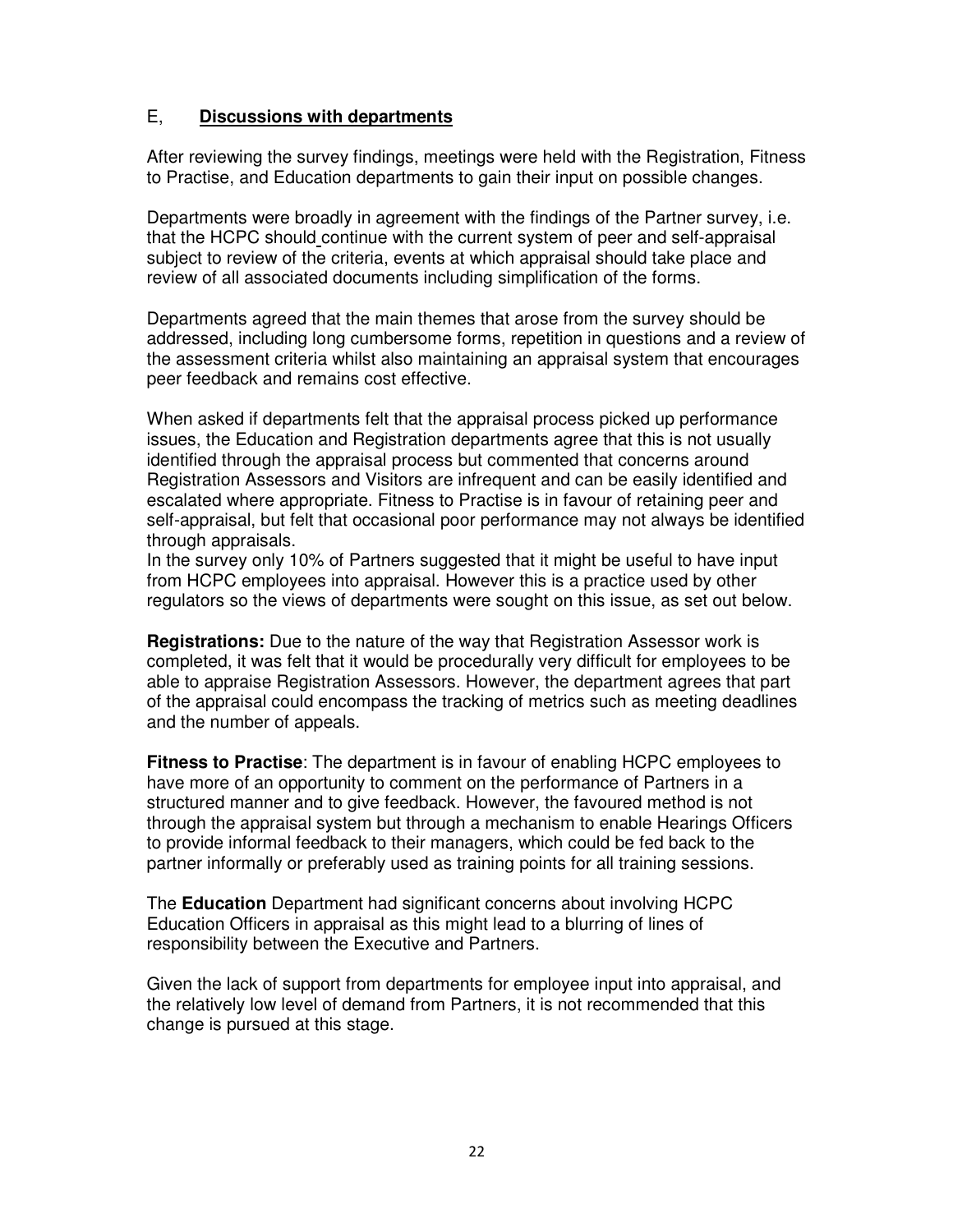## E, **Discussions with departments**

After reviewing the survey findings, meetings were held with the Registration, Fitness to Practise, and Education departments to gain their input on possible changes.

Departments were broadly in agreement with the findings of the Partner survey, i.e. that the HCPC should continue with the current system of peer and self-appraisal subject to review of the criteria, events at which appraisal should take place and review of all associated documents including simplification of the forms.

Departments agreed that the main themes that arose from the survey should be addressed, including long cumbersome forms, repetition in questions and a review of the assessment criteria whilst also maintaining an appraisal system that encourages peer feedback and remains cost effective.

When asked if departments felt that the appraisal process picked up performance issues, the Education and Registration departments agree that this is not usually identified through the appraisal process but commented that concerns around Registration Assessors and Visitors are infrequent and can be easily identified and escalated where appropriate. Fitness to Practise is in favour of retaining peer and self-appraisal, but felt that occasional poor performance may not always be identified through appraisals.
In the survey only 10% of Partners suggested that it might be useful to have input from HCPC employees into appraisal. However this is a practice used by other regulators so the views of departments were sought on this issue, as set out below.

**Registrations:** Due to the nature of the way that Registration Assessor work is completed, it was felt that it would be procedurally very difficult for employees to be able to appraise Registration Assessors. However, the department agrees that part of the appraisal could encompass the tracking of metrics such as meeting deadlines and the number of appeals.

**Fitness to Practise**: The department is in favour of enabling HCPC employees to have more of an opportunity to comment on the performance of Partners in a structured manner and to give feedback. However, the favoured method is not through the appraisal system but through a mechanism to enable Hearings Officers to provide informal feedback to their managers, which could be fed back to the partner informally or preferably used as training points for all training sessions.

The **Education** Department had significant concerns about involving HCPC Education Officers in appraisal as this might lead to a blurring of lines of responsibility between the Executive and Partners.

Given the lack of support from departments for employee input into appraisal, and the relatively low level of demand from Partners, it is not recommended that this change is pursued at this stage.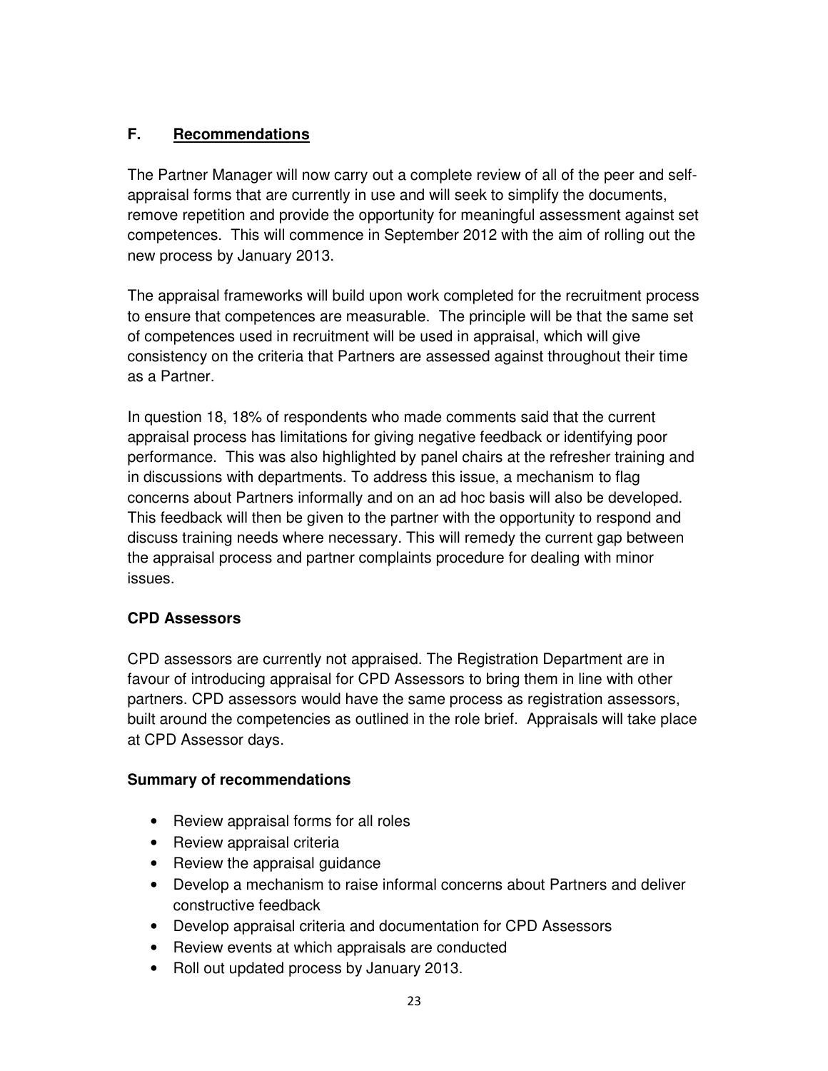## F. Recommendations

The Partner Manager will now carry out a complete review of all of the peer and self-appraisal forms that are currently in use and will seek to simplify the documents, remove repetition and provide the opportunity for meaningful assessment against set competences. This will commence in September 2012 with the aim of rolling out the new process by January 2013.

The appraisal frameworks will build upon work completed for the recruitment process to ensure that competences are measurable. The principle will be that the same set of competences used in recruitment will be used in appraisal, which will give consistency on the criteria that Partners are assessed against throughout their time as a Partner.

In question 18, 18% of respondents who made comments said that the current appraisal process has limitations for giving negative feedback or identifying poor performance. This was also highlighted by panel chairs at the refresher training and in discussions with departments. To address this issue, a mechanism to flag concerns about Partners informally and on an ad hoc basis will also be developed. This feedback will then be given to the partner with the opportunity to respond and discuss training needs where necessary. This will remedy the current gap between the appraisal process and partner complaints procedure for dealing with minor issues.

### CPD Assessors

CPD assessors are currently not appraised. The Registration Department are in favour of introducing appraisal for CPD Assessors to bring them in line with other partners. CPD assessors would have the same process as registration assessors, built around the competencies as outlined in the role brief. Appraisals will take place at CPD Assessor days.

### Summary of recommendations

- Review appraisal forms for all roles
- Review appraisal criteria
- Review the appraisal guidance
- Develop a mechanism to raise informal concerns about Partners and deliver constructive feedback
- Develop appraisal criteria and documentation for CPD Assessors
- Review events at which appraisals are conducted
- Roll out updated process by January 2013.